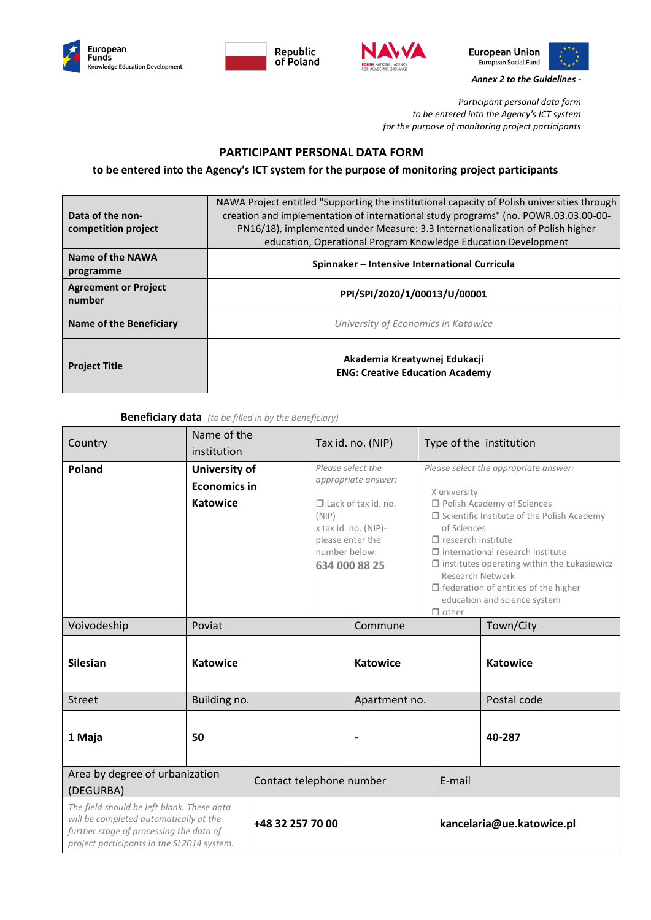European Funds Knowledge Education Development | Republic of Poland | NAWA Polish National Agency for Academic Exchange | European Union European Social Fund

***Annex 2 to the Guidelines -***

*Participant personal data form*
*to be entered into the Agency's ICT system*
*for the purpose of monitoring project participants*

## PARTICIPANT PERSONAL DATA FORM

### to be entered into the Agency's ICT system for the purpose of monitoring project participants

| | |
|---|---|
| **Data of the non-competition project** | NAWA Project entitled "Supporting the institutional capacity of Polish universities through creation and implementation of international study programs" (no. POWR.03.03.00-00-PN16/18), implemented under Measure: 3.3 Internationalization of Polish higher education, Operational Program Knowledge Education Development |
| **Name of the NAWA programme** | **Spinnaker – Intensive International Curricula** |
| **Agreement or Project number** | **PPI/SPI/2020/1/00013/U/00001** |
| **Name of the Beneficiary** | *University of Economics in Katowice* |
| **Project Title** | **Akademia Kreatywnej Edukacji**<br>**ENG: Creative Education Academy** |

**Beneficiary data** *(to be filled in by the Beneficiary)*

| Country | Name of the institution | Tax id. no. (NIP) | Type of the institution |
|---|---|---|---|
| **Poland** | **University of Economics in Katowice** | *Please select the appropriate answer:*<br>❒ Lack of tax id. no. (NIP)<br>x tax id. no. (NIP)- please enter the number below:<br>**634 000 88 25** | *Please select the appropriate answer:*<br>X university<br>❒ Polish Academy of Sciences<br>❒ Scientific Institute of the Polish Academy of Sciences<br>❒ research institute<br>❒ international research institute<br>❒ institutes operating within the Łukasiewicz Research Network<br>❒ federation of entities of the higher education and science system<br>❒ other |

| Voivodeship | Poviat | Commune | Town/City |
|---|---|---|---|
| **Silesian** | **Katowice** | **Katowice** | **Katowice** |
| Street | Building no. | Apartment no. | Postal code |
| **1 Maja** | **50** | **-** | **40-287** |

| Area by degree of urbanization (DEGURBA) | Contact telephone number | E-mail |
|---|---|---|
| *The field should be left blank. These data will be completed automatically at the further stage of processing the data of project participants in the SL2014 system.* | **+48 32 257 70 00** | **kancelaria@ue.katowice.pl** |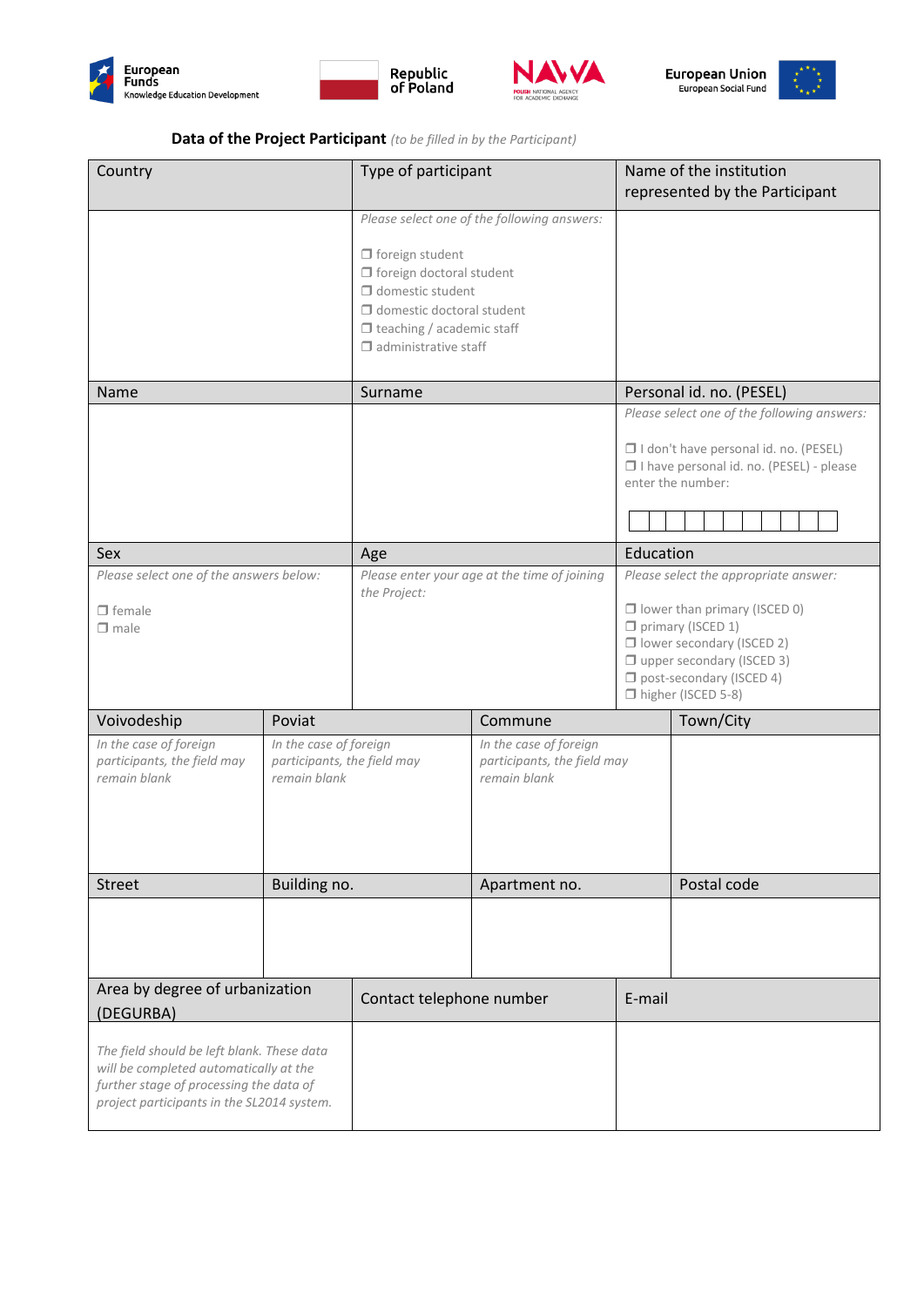European Funds Knowledge Education Development | Republic of Poland | NAWA Polish National Agency for Academic Exchange | European Union European Social Fund

**Data of the Project Participant** *(to be filled in by the Participant)*

| Country | Type of participant | Name of the institution represented by the Participant |
|---|---|---|
| | *Please select one of the following answers:*<br><br>❒ foreign student<br>❒ foreign doctoral student<br>❒ domestic student<br>❒ domestic doctoral student<br>❒ teaching / academic staff<br>❒ administrative staff | |
| **Name** | **Surname** | **Personal id. no. (PESEL)** |
| | | *Please select one of the following answers:*<br><br>❒ I don't have personal id. no. (PESEL)<br>❒ I have personal id. no. (PESEL) - please enter the number:<br><br>&#124; &#124; &#124; &#124; &#124; &#124; &#124; &#124; &#124; &#124; &#124; &#124; |
| **Sex** | **Age** | **Education** |
| *Please select one of the answers below:*<br><br>❒ female<br>❒ male | *Please enter your age at the time of joining the Project:* | *Please select the appropriate answer:*<br><br>❒ lower than primary (ISCED 0)<br>❒ primary (ISCED 1)<br>❒ lower secondary (ISCED 2)<br>❒ upper secondary (ISCED 3)<br>❒ post-secondary (ISCED 4)<br>❒ higher (ISCED 5-8) |

| Voivodeship | Poviat | Commune | Town/City |
|---|---|---|---|
| *In the case of foreign participants, the field may remain blank* | *In the case of foreign participants, the field may remain blank* | *In the case of foreign participants, the field may remain blank* | |
| **Street** | **Building no.** | **Apartment no.** | **Postal code** |
| | | | |

| Area by degree of urbanization (DEGURBA) | Contact telephone number | E-mail |
|---|---|---|
| *The field should be left blank. These data will be completed automatically at the further stage of processing the data of project participants in the SL2014 system.* | | |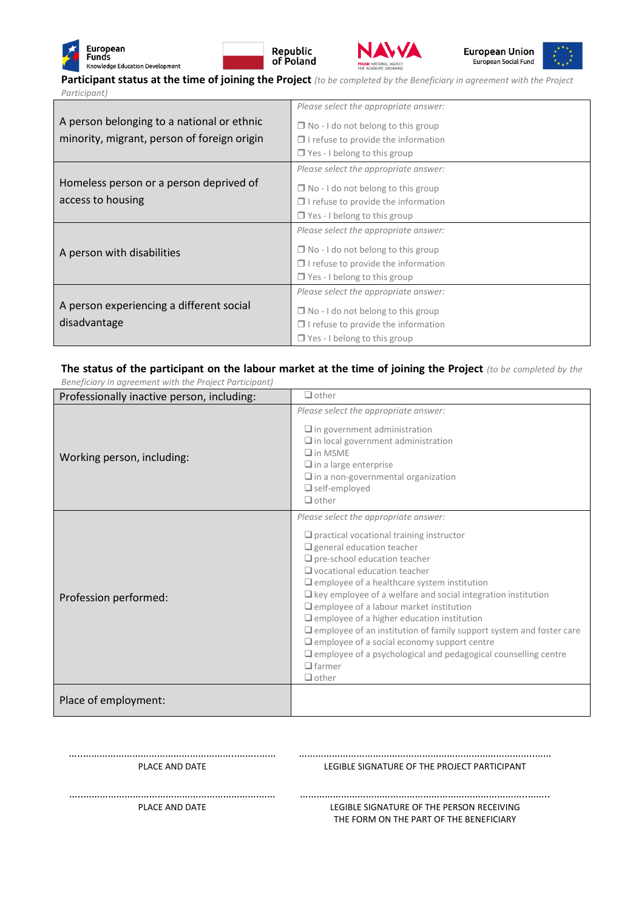**Participant status at the time of joining the Project** *(to be completed by the Beneficiary in agreement with the Project Participant)*

| | |
|---|---|
| A person belonging to a national or ethnic minority, migrant, person of foreign origin | *Please select the appropriate answer:*<br>❒ No - I do not belong to this group<br>❒ I refuse to provide the information<br>❒ Yes - I belong to this group |
| Homeless person or a person deprived of access to housing | *Please select the appropriate answer:*<br>❒ No - I do not belong to this group<br>❒ I refuse to provide the information<br>❒ Yes - I belong to this group |
| A person with disabilities | *Please select the appropriate answer:*<br>❒ No - I do not belong to this group<br>❒ I refuse to provide the information<br>❒ Yes - I belong to this group |
| A person experiencing a different social disadvantage | *Please select the appropriate answer:*<br>❒ No - I do not belong to this group<br>❒ I refuse to provide the information<br>❒ Yes - I belong to this group |

**The status of the participant on the labour market at the time of joining the Project** *(to be completed by the Beneficiary in agreement with the Project Participant)*

| | |
|---|---|
| Professionally inactive person, including: | ❑ other |
| Working person, including: | *Please select the appropriate answer:*<br>❑ in government administration<br>❑ in local government administration<br>❑ in MSME<br>❑ in a large enterprise<br>❑ in a non-governmental organization<br>❑ self-employed<br>❑ other |
| Profession performed: | *Please select the appropriate answer:*<br>❑ practical vocational training instructor<br>❑ general education teacher<br>❑ pre-school education teacher<br>❑ vocational education teacher<br>❑ employee of a healthcare system institution<br>❑ key employee of a welfare and social integration institution<br>❑ employee of a labour market institution<br>❑ employee of a higher education institution<br>❑ employee of an institution of family support system and foster care<br>❑ employee of a social economy support centre<br>❑ employee of a psychological and pedagogical counselling centre<br>❑ farmer<br>❑ other |
| Place of employment: | |

………………………………………………………… PLACE AND DATE

………………………………………………………… LEGIBLE SIGNATURE OF THE PROJECT PARTICIPANT

………………………………………………………… PLACE AND DATE

………………………………………………………… LEGIBLE SIGNATURE OF THE PERSON RECEIVING THE FORM ON THE PART OF THE BENEFICIARY